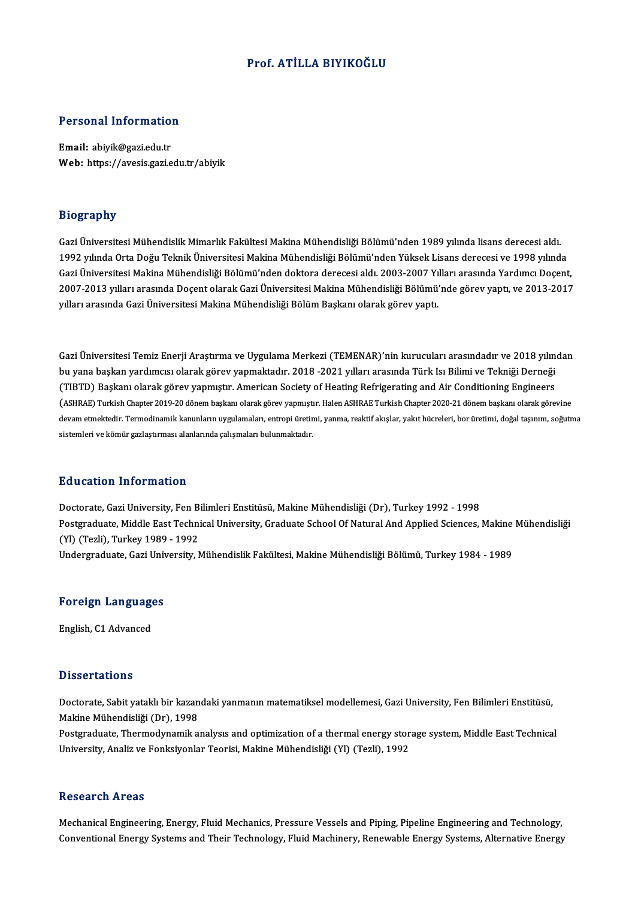# Prof. ATİLLA BIYIKOĞLU

## Personal Information

**Email:** abiyik@gazi.edu.tr
**Web:** https://avesis.gazi.edu.tr/abiyik

## Biography

Gazi Üniversitesi Mühendislik Mimarlık Fakültesi Makina Mühendisliği Bölümü'nden 1989 yılında lisans derecesi aldı. 1992 yılında Orta Doğu Teknik Üniversitesi Makina Mühendisliği Bölümü'nden Yüksek Lisans derecesi ve 1998 yılında Gazi Üniversitesi Makina Mühendisliği Bölümü'nden doktora derecesi aldı. 2003-2007 Yılları arasında Yardımcı Doçent, 2007-2013 yılları arasında Doçent olarak Gazi Üniversitesi Makina Mühendisliği Bölümü'nde görev yaptı, ve 2013-2017 yılları arasında Gazi Üniversitesi Makina Mühendisliği Bölüm Başkanı olarak görev yaptı.

Gazi Üniversitesi Temiz Enerji Araştırma ve Uygulama Merkezi (TEMENAR)'nin kurucuları arasındadır ve 2018 yılından bu yana başkan yardımcısı olarak görev yapmaktadır. 2018 -2021 yılları arasında Türk Isı Bilimi ve Tekniği Derneği (TIBTD) Başkanı olarak görev yapmıştır. American Society of Heating Refrigerating and Air Conditioning Engineers (ASHRAE) Turkish Chapter 2019-20 dönem başkanı olarak görev yapmıştır. Halen ASHRAE Turkish Chapter 2020-21 dönem başkanı olarak görevine devam etmektedir. Termodinamik kanunların uygulamaları, entropi üretimi, yanma, reaktif akışlar, yakıt hücreleri, bor üretimi, doğal taşınım, soğutma sistemleri ve kömür gazlaştırması alanlarında çalışmaları bulunmaktadır.

## Education Information

Doctorate, Gazi University, Fen Bilimleri Enstitüsü, Makine Mühendisliği (Dr), Turkey 1992 - 1998
Postgraduate, Middle East Technical University, Graduate School Of Natural And Applied Sciences, Makine Mühendisliği (Yl) (Tezli), Turkey 1989 - 1992
Undergraduate, Gazi University, Mühendislik Fakültesi, Makine Mühendisliği Bölümü, Turkey 1984 - 1989

## Foreign Languages

English, C1 Advanced

## Dissertations

Doctorate, Sabit yataklı bir kazandaki yanmanın matematiksel modellemesi, Gazi University, Fen Bilimleri Enstitüsü, Makine Mühendisliği (Dr), 1998
Postgraduate, Thermodynamik analysıs and optimization of a thermal energy storage system, Middle East Technical University, Analiz ve Fonksiyonlar Teorisi, Makine Mühendisliği (Yl) (Tezli), 1992

## Research Areas

Mechanical Engineering, Energy, Fluid Mechanics, Pressure Vessels and Piping, Pipeline Engineering and Technology, Conventional Energy Systems and Their Technology, Fluid Machinery, Renewable Energy Systems, Alternative Energy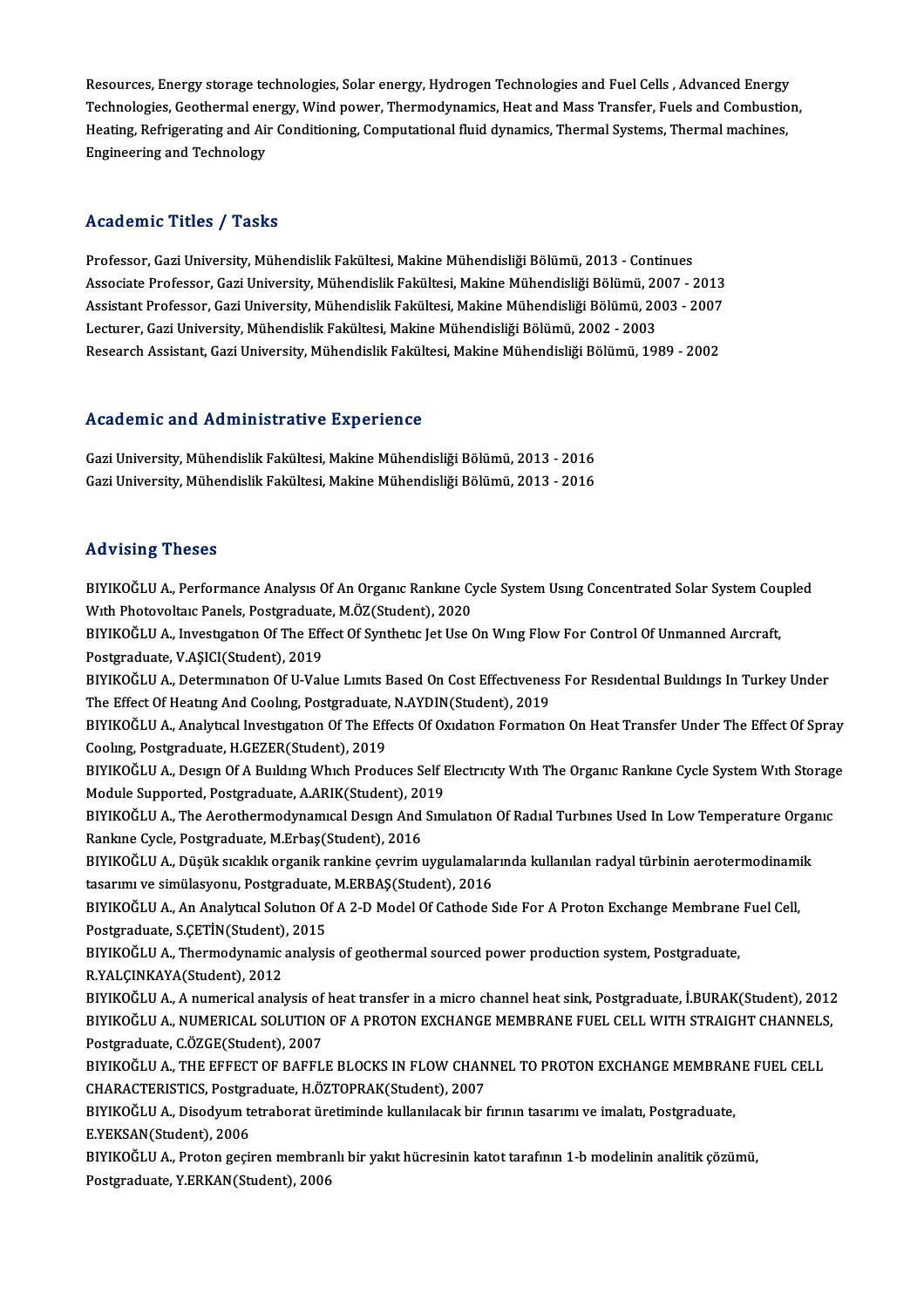Resources, Energy storage technologies, Solar energy, Hydrogen Technologies and Fuel Cells , Advanced Energy Technologies, Geothermal energy, Wind power, Thermodynamics, Heat and Mass Transfer, Fuels and Combustion, Heating, Refrigerating and Air Conditioning, Computational fluid dynamics, Thermal Systems, Thermal machines, Engineering and Technology

## Academic Titles / Tasks

Professor, Gazi University, Mühendislik Fakültesi, Makine Mühendisliği Bölümü, 2013 - Continues
Associate Professor, Gazi University, Mühendislik Fakültesi, Makine Mühendisliği Bölümü, 2007 - 2013
Assistant Professor, Gazi University, Mühendislik Fakültesi, Makine Mühendisliği Bölümü, 2003 - 2007
Lecturer, Gazi University, Mühendislik Fakültesi, Makine Mühendisliği Bölümü, 2002 - 2003
Research Assistant, Gazi University, Mühendislik Fakültesi, Makine Mühendisliği Bölümü, 1989 - 2002

## Academic and Administrative Experience

Gazi University, Mühendislik Fakültesi, Makine Mühendisliği Bölümü, 2013 - 2016
Gazi University, Mühendislik Fakültesi, Makine Mühendisliği Bölümü, 2013 - 2016

## Advising Theses

BIYIKOĞLU A., Performance Analysıs Of An Organıc Rankıne Cycle System Usıng Concentrated Solar System Coupled Wıth Photovoltaıc Panels, Postgraduate, M.ÖZ(Student), 2020
BIYIKOĞLU A., Investıgatıon Of The Effect Of Synthetıc Jet Use On Wıng Flow For Control Of Unmanned Aırcraft, Postgraduate, V.AŞICI(Student), 2019
BIYIKOĞLU A., Determınatıon Of U-Value Lımıts Based On Cost Effectıveness For Resıdentıal Buıldıngs In Turkey Under The Effect Of Heatıng And Coolıng, Postgraduate, N.AYDIN(Student), 2019
BIYIKOĞLU A., Analytıcal Investıgatıon Of The Effects Of Oxıdatıon Formatıon On Heat Transfer Under The Effect Of Spray Coolıng, Postgraduate, H.GEZER(Student), 2019
BIYIKOĞLU A., Desıgn Of A Buıldıng Whıch Produces Self Electrıcıty Wıth The Organıc Rankıne Cycle System Wıth Storage Module Supported, Postgraduate, A.ARIK(Student), 2019
BIYIKOĞLU A., The Aerothermodynamıcal Desıgn And Sımulatıon Of Radıal Turbınes Used In Low Temperature Organıc Rankıne Cycle, Postgraduate, M.Erbaş(Student), 2016
BIYIKOĞLU A., Düşük sıcaklık organik rankine çevrim uygulamalarında kullanılan radyal türbinin aerotermodinamik tasarımı ve simülasyonu, Postgraduate, M.ERBAŞ(Student), 2016
BIYIKOĞLU A., An Analytıcal Solutıon Of A 2-D Model Of Cathode Sıde For A Proton Exchange Membrane Fuel Cell, Postgraduate, S.ÇETİN(Student), 2015
BIYIKOĞLU A., Thermodynamic analysis of geothermal sourced power production system, Postgraduate, R.YALÇINKAYA(Student), 2012
BIYIKOĞLU A., A numerical analysis of heat transfer in a micro channel heat sink, Postgraduate, İ.BURAK(Student), 2012
BIYIKOĞLU A., NUMERICAL SOLUTION OF A PROTON EXCHANGE MEMBRANE FUEL CELL WITH STRAIGHT CHANNELS, Postgraduate, C.ÖZGE(Student), 2007
BIYIKOĞLU A., THE EFFECT OF BAFFLE BLOCKS IN FLOW CHANNEL TO PROTON EXCHANGE MEMBRANE FUEL CELL CHARACTERISTICS, Postgraduate, H.ÖZTOPRAK(Student), 2007
BIYIKOĞLU A., Disodyum tetraborat üretiminde kullanılacak bir fırının tasarımı ve imalatı, Postgraduate, E.YEKSAN(Student), 2006
BIYIKOĞLU A., Proton geçiren membranlı bir yakıt hücresinin katot tarafının 1-b modelinin analitik çözümü, Postgraduate, Y.ERKAN(Student), 2006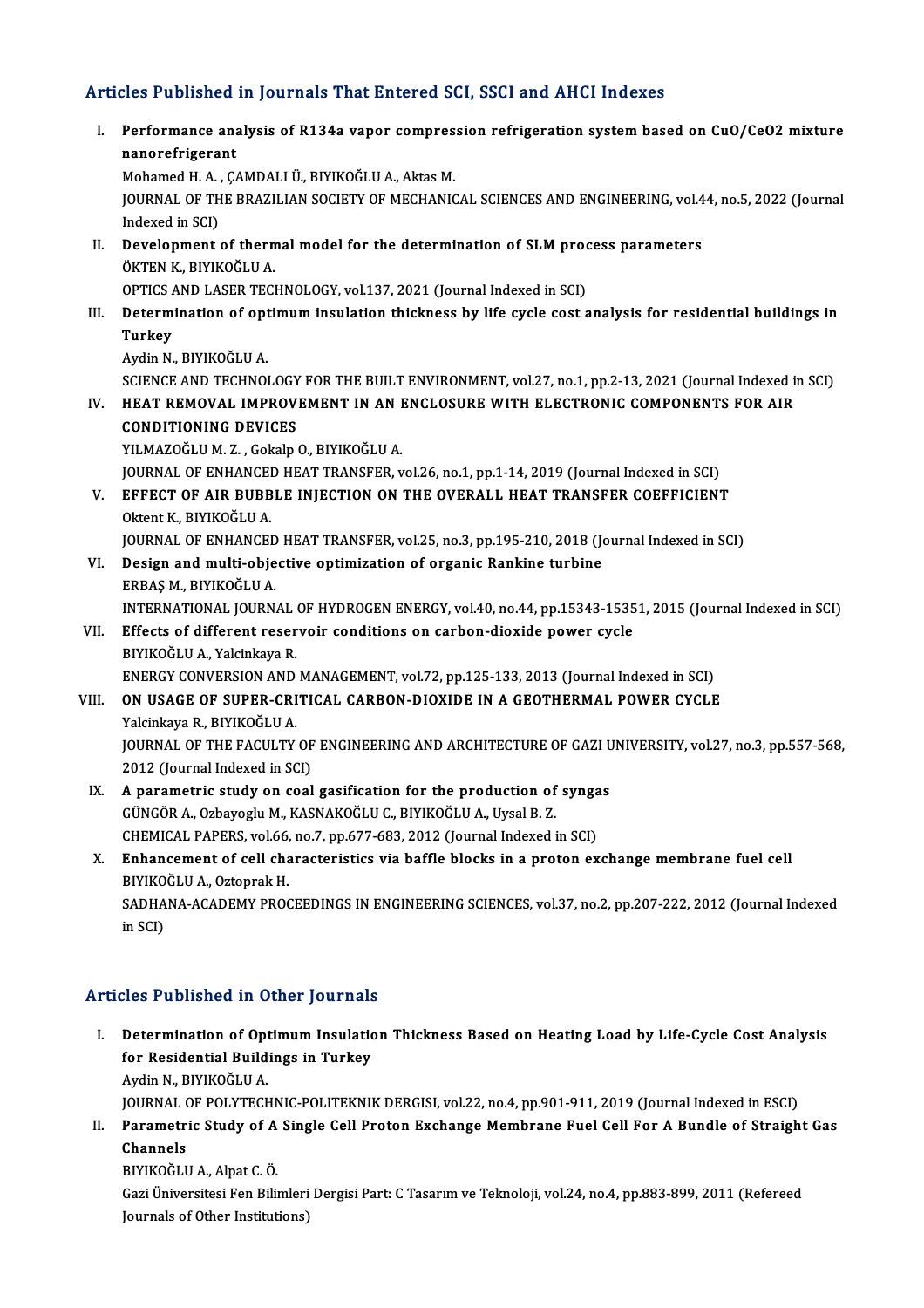## Articles Published in Journals That Entered SCI, SSCI and AHCI Indexes

I. **Performance analysis of R134a vapor compression refrigeration system based on CuO/CeO2 mixture nanorefrigerant**
   Mohamed H. A. , ÇAMDALI Ü., BIYIKOĞLU A., Aktas M.
   JOURNAL OF THE BRAZILIAN SOCIETY OF MECHANICAL SCIENCES AND ENGINEERING, vol.44, no.5, 2022 (Journal Indexed in SCI)

II. **Development of thermal model for the determination of SLM process parameters**
   ÖKTEN K., BIYIKOĞLU A.
   OPTICS AND LASER TECHNOLOGY, vol.137, 2021 (Journal Indexed in SCI)

III. **Determination of optimum insulation thickness by life cycle cost analysis for residential buildings in Turkey**
   Aydin N., BIYIKOĞLU A.
   SCIENCE AND TECHNOLOGY FOR THE BUILT ENVIRONMENT, vol.27, no.1, pp.2-13, 2021 (Journal Indexed in SCI)

IV. **HEAT REMOVAL IMPROVEMENT IN AN ENCLOSURE WITH ELECTRONIC COMPONENTS FOR AIR CONDITIONING DEVICES**
   YILMAZOĞLU M. Z. , Gokalp O., BIYIKOĞLU A.
   JOURNAL OF ENHANCED HEAT TRANSFER, vol.26, no.1, pp.1-14, 2019 (Journal Indexed in SCI)

V. **EFFECT OF AIR BUBBLE INJECTION ON THE OVERALL HEAT TRANSFER COEFFICIENT**
   Oktent K., BIYIKOĞLU A.
   JOURNAL OF ENHANCED HEAT TRANSFER, vol.25, no.3, pp.195-210, 2018 (Journal Indexed in SCI)

VI. **Design and multi-objective optimization of organic Rankine turbine**
   ERBAŞ M., BIYIKOĞLU A.
   INTERNATIONAL JOURNAL OF HYDROGEN ENERGY, vol.40, no.44, pp.15343-15351, 2015 (Journal Indexed in SCI)

VII. **Effects of different reservoir conditions on carbon-dioxide power cycle**
   BIYIKOĞLU A., Yalcinkaya R.
   ENERGY CONVERSION AND MANAGEMENT, vol.72, pp.125-133, 2013 (Journal Indexed in SCI)

VIII. **ON USAGE OF SUPER-CRITICAL CARBON-DIOXIDE IN A GEOTHERMAL POWER CYCLE**
   Yalcinkaya R., BIYIKOĞLU A.
   JOURNAL OF THE FACULTY OF ENGINEERING AND ARCHITECTURE OF GAZI UNIVERSITY, vol.27, no.3, pp.557-568, 2012 (Journal Indexed in SCI)

IX. **A parametric study on coal gasification for the production of syngas**
   GÜNGÖR A., Ozbayoglu M., KASNAKOĞLU C., BIYIKOĞLU A., Uysal B. Z.
   CHEMICAL PAPERS, vol.66, no.7, pp.677-683, 2012 (Journal Indexed in SCI)

X. **Enhancement of cell characteristics via baffle blocks in a proton exchange membrane fuel cell**
   BIYIKOĞLU A., Oztoprak H.
   SADHANA-ACADEMY PROCEEDINGS IN ENGINEERING SCIENCES, vol.37, no.2, pp.207-222, 2012 (Journal Indexed in SCI)

## Articles Published in Other Journals

I. **Determination of Optimum Insulation Thickness Based on Heating Load by Life-Cycle Cost Analysis for Residential Buildings in Turkey**
   Aydin N., BIYIKOĞLU A.
   JOURNAL OF POLYTECHNIC-POLITEKNIK DERGISI, vol.22, no.4, pp.901-911, 2019 (Journal Indexed in ESCI)

II. **Parametric Study of A Single Cell Proton Exchange Membrane Fuel Cell For A Bundle of Straight Gas Channels**
   BIYIKOĞLU A., Alpat C. Ö.
   Gazi Üniversitesi Fen Bilimleri Dergisi Part: C Tasarım ve Teknoloji, vol.24, no.4, pp.883-899, 2011 (Refereed Journals of Other Institutions)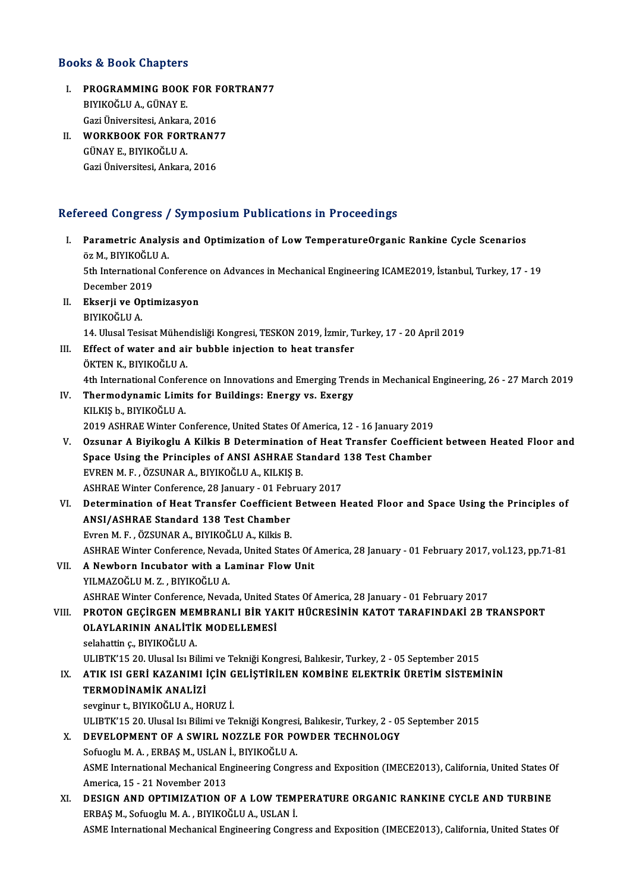## Books & Book Chapters

I. **PROGRAMMING BOOK FOR FORTRAN77**
   BIYIKOĞLU A., GÜNAY E.
   Gazi Üniversitesi, Ankara, 2016

II. **WORKBOOK FOR FORTRAN77**
   GÜNAY E., BIYIKOĞLU A.
   Gazi Üniversitesi, Ankara, 2016

## Refereed Congress / Symposium Publications in Proceedings

I. **Parametric Analysis and Optimization of Low TemperatureOrganic Rankine Cycle Scenarios**
   öz M., BIYIKOĞLU A.
   5th International Conference on Advances in Mechanical Engineering ICAME2019, İstanbul, Turkey, 17 - 19 December 2019

II. **Ekserji ve Optimizasyon**
   BIYIKOĞLU A.
   14. Ulusal Tesisat Mühendisliği Kongresi, TESKON 2019, İzmir, Turkey, 17 - 20 April 2019

III. **Effect of water and air bubble injection to heat transfer**
   ÖKTEN K., BIYIKOĞLU A.
   4th International Conference on Innovations and Emerging Trends in Mechanical Engineering, 26 - 27 March 2019

IV. **Thermodynamic Limits for Buildings: Energy vs. Exergy**
   KILKIŞ b., BIYIKOĞLU A.
   2019 ASHRAE Winter Conference, United States Of America, 12 - 16 January 2019

V. **Ozsunar A Biyikoglu A Kilkis B Determination of Heat Transfer Coefficient between Heated Floor and Space Using the Principles of ANSI ASHRAE Standard 138 Test Chamber**
   EVREN M. F. , ÖZSUNAR A., BIYIKOĞLU A., KILKIŞ B.
   ASHRAE Winter Conference, 28 January - 01 February 2017

VI. **Determination of Heat Transfer Coefficient Between Heated Floor and Space Using the Principles of ANSI/ASHRAE Standard 138 Test Chamber**
   Evren M. F. , ÖZSUNAR A., BIYIKOĞLU A., Kilkis B.
   ASHRAE Winter Conference, Nevada, United States Of America, 28 January - 01 February 2017, vol.123, pp.71-81

VII. **A Newborn Incubator with a Laminar Flow Unit**
   YILMAZOĞLU M. Z. , BIYIKOĞLU A.
   ASHRAE Winter Conference, Nevada, United States Of America, 28 January - 01 February 2017

VIII. **PROTON GEÇİRGEN MEMBRANLI BİR YAKIT HÜCRESİNİN KATOT TARAFINDAKİ 2B TRANSPORT OLAYLARININ ANALİTİK MODELLEMESİ**
   selahattin ç., BIYIKOĞLU A.
   ULIBTK'15 20. Ulusal Isı Bilimi ve Tekniği Kongresi, Balıkesir, Turkey, 2 - 05 September 2015

IX. **ATIK ISI GERİ KAZANIMI İÇİN GELİŞTİRİLEN KOMBİNE ELEKTRİK ÜRETİM SİSTEMİNİN TERMODİNAMİK ANALİZİ**
   sevginur t., BIYIKOĞLU A., HORUZ İ.
   ULIBTK'15 20. Ulusal Isı Bilimi ve Tekniği Kongresi, Balıkesir, Turkey, 2 - 05 September 2015

X. **DEVELOPMENT OF A SWIRL NOZZLE FOR POWDER TECHNOLOGY**
   Sofuoglu M. A. , ERBAŞ M., USLAN İ., BIYIKOĞLU A.
   ASME International Mechanical Engineering Congress and Exposition (IMECE2013), California, United States Of America, 15 - 21 November 2013

XI. **DESIGN AND OPTIMIZATION OF A LOW TEMPERATURE ORGANIC RANKINE CYCLE AND TURBINE**
   ERBAŞ M., Sofuoglu M. A. , BIYIKOĞLU A., USLAN İ.
   ASME International Mechanical Engineering Congress and Exposition (IMECE2013), California, United States Of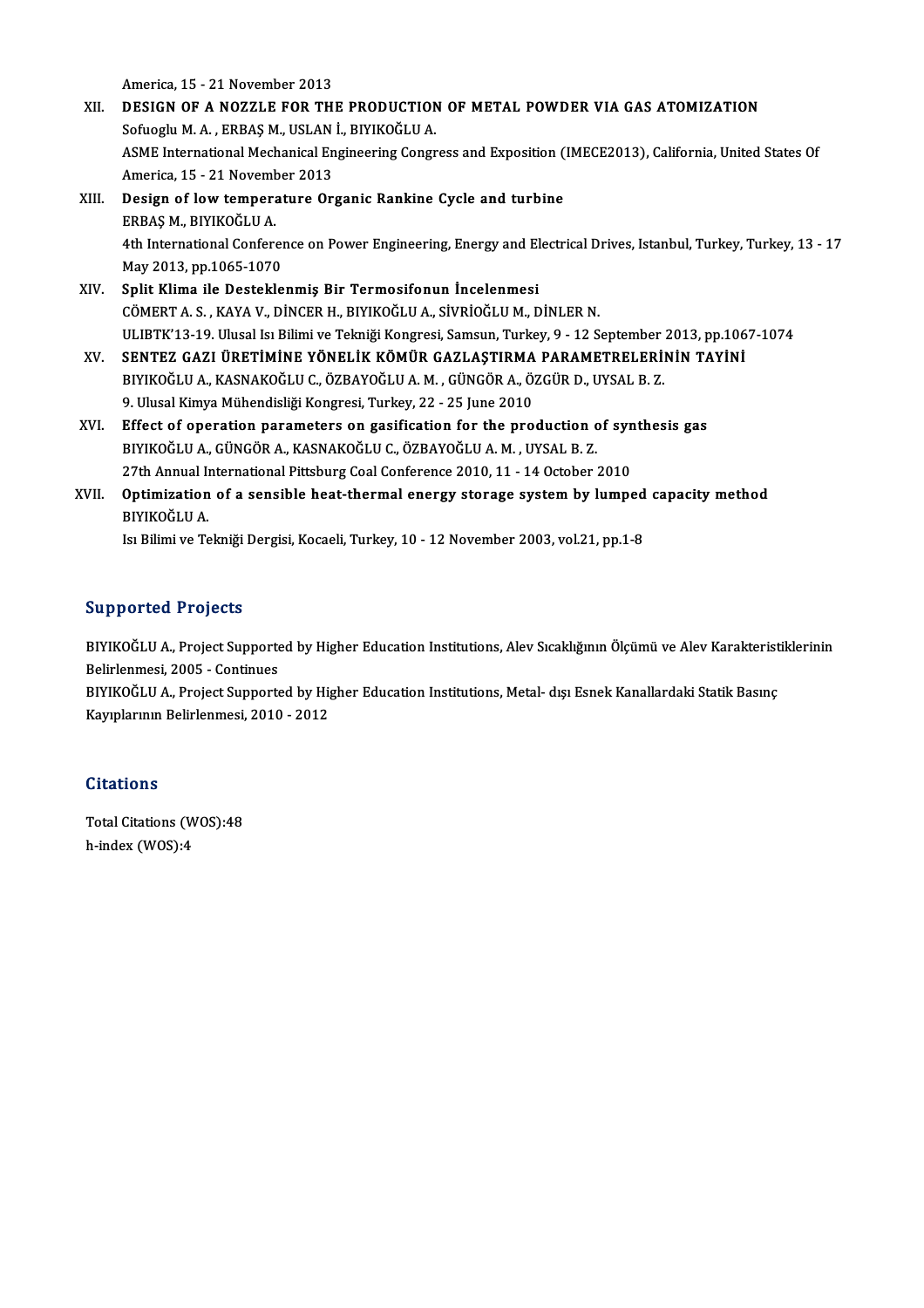America, 15 - 21 November 2013

XII. **DESIGN OF A NOZZLE FOR THE PRODUCTION OF METAL POWDER VIA GAS ATOMIZATION**
Sofuoglu M. A. , ERBAŞ M., USLAN İ., BIYIKOĞLU A.
ASME International Mechanical Engineering Congress and Exposition (IMECE2013), California, United States Of America, 15 - 21 November 2013

XIII. **Design of low temperature Organic Rankine Cycle and turbine**
ERBAŞ M., BIYIKOĞLU A.
4th International Conference on Power Engineering, Energy and Electrical Drives, Istanbul, Turkey, Turkey, 13 - 17 May 2013, pp.1065-1070

XIV. **Split Klima ile Desteklenmiş Bir Termosifonun İncelenmesi**
CÖMERT A. S. , KAYA V., DİNCER H., BIYIKOĞLU A., SİVRİOĞLU M., DİNLER N.
ULIBTK'13-19. Ulusal Isı Bilimi ve Tekniği Kongresi, Samsun, Turkey, 9 - 12 September 2013, pp.1067-1074

XV. **SENTEZ GAZI ÜRETİMİNE YÖNELİK KÖMÜR GAZLAŞTIRMA PARAMETRELERİNİN TAYİNİ**
BIYIKOĞLU A., KASNAKOĞLU C., ÖZBAYOĞLU A. M. , GÜNGÖR A., ÖZGÜR D., UYSAL B. Z.
9. Ulusal Kimya Mühendisliği Kongresi, Turkey, 22 - 25 June 2010

XVI. **Effect of operation parameters on gasification for the production of synthesis gas**
BIYIKOĞLU A., GÜNGÖR A., KASNAKOĞLU C., ÖZBAYOĞLU A. M. , UYSAL B. Z.
27th Annual International Pittsburg Coal Conference 2010, 11 - 14 October 2010

XVII. **Optimization of a sensible heat-thermal energy storage system by lumped capacity method**
BIYIKOĞLU A.
Isı Bilimi ve Tekniği Dergisi, Kocaeli, Turkey, 10 - 12 November 2003, vol.21, pp.1-8

## Supported Projects

BIYIKOĞLU A., Project Supported by Higher Education Institutions, Alev Sıcaklığının Ölçümü ve Alev Karakteristiklerinin Belirlenmesi, 2005 - Continues

BIYIKOĞLU A., Project Supported by Higher Education Institutions, Metal- dışı Esnek Kanallardaki Statik Basınç Kayıplarının Belirlenmesi, 2010 - 2012

## Citations

Total Citations (WOS):48
h-index (WOS):4